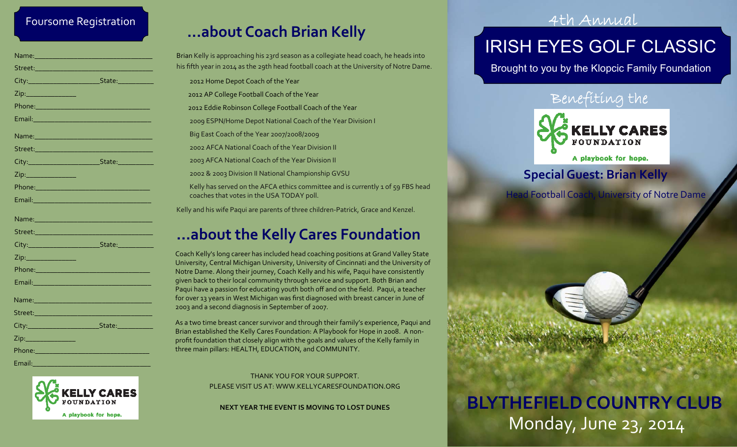## Foursome Registration

Name:______________________________

Street:______________________________

City:__________________ State:_________

Zip:_____________

Phone:______________________________

Email:______________________________

Name:______________________________

Street:______________________________

City:__________________ State:_________

Zip:_____________

Phone:______________________________

Email:______________________________

Name:______________________________

Street:______________________________

City:__________________ State:_________

Zip:_____________

Phone:______________________________

Email:______________________________

Name:______________________________

Street:______________________________

City:__________________ State:_________

Zip:_____________

Phone:______________________________

Email:______________________________

KELLY CARES FOUNDATION
A playbook for hope.

# ...about Coach Brian Kelly

Brian Kelly is approaching his 23rd season as a collegiate head coach, he heads into his fifth year in 2014 as the 29th head football coach at the University of Notre Dame.

- 2012 Home Depot Coach of the Year
- 2012 AP College Football Coach of the Year
- 2012 Eddie Robinson College Football Coach of the Year
- 2009 ESPN/Home Depot National Coach of the Year Division I
- Big East Coach of the Year 2007/2008/2009
- 2002 AFCA National Coach of the Year Division II
- 2003 AFCA National Coach of the Year Division II
- 2002 & 2003 Division II National Championship GVSU
- Kelly has served on the AFCA ethics committee and is currently 1 of 59 FBS head coaches that votes in the USA TODAY poll.

Kelly and his wife Paqui are parents of three children-Patrick, Grace and Kenzel.

# ...about the Kelly Cares Foundation

Coach Kelly's long career has included head coaching positions at Grand Valley State University, Central Michigan University, University of Cincinnati and the University of Notre Dame. Along their journey, Coach Kelly and his wife, Paqui have consistently given back to their local community through service and support. Both Brian and Paqui have a passion for educating youth both off and on the field. Paqui, a teacher for over 13 years in West Michigan was first diagnosed with breast cancer in June of 2003 and a second diagnosis in September of 2007.

As a two time breast cancer survivor and through their family's experience, Paqui and Brian established the Kelly Cares Foundation: A Playbook for Hope in 2008. A non-profit foundation that closely align with the goals and values of the Kelly family in three main pillars: HEALTH, EDUCATION, and COMMUNITY.

THANK YOU FOR YOUR SUPPORT.
PLEASE VISIT US AT: WWW.KELLYCARESFOUNDATION.ORG

**NEXT YEAR THE EVENT IS MOVING TO LOST DUNES**

4th Annual

# IRISH EYES GOLF CLASSIC

Brought to you by the Klopcic Family Foundation

Benefiting the

KELLY CARES FOUNDATION
A playbook for hope.

## Special Guest: Brian Kelly

Head Football Coach, University of Notre Dame

## BLYTHEFIELD COUNTRY CLUB

Monday, June 23, 2014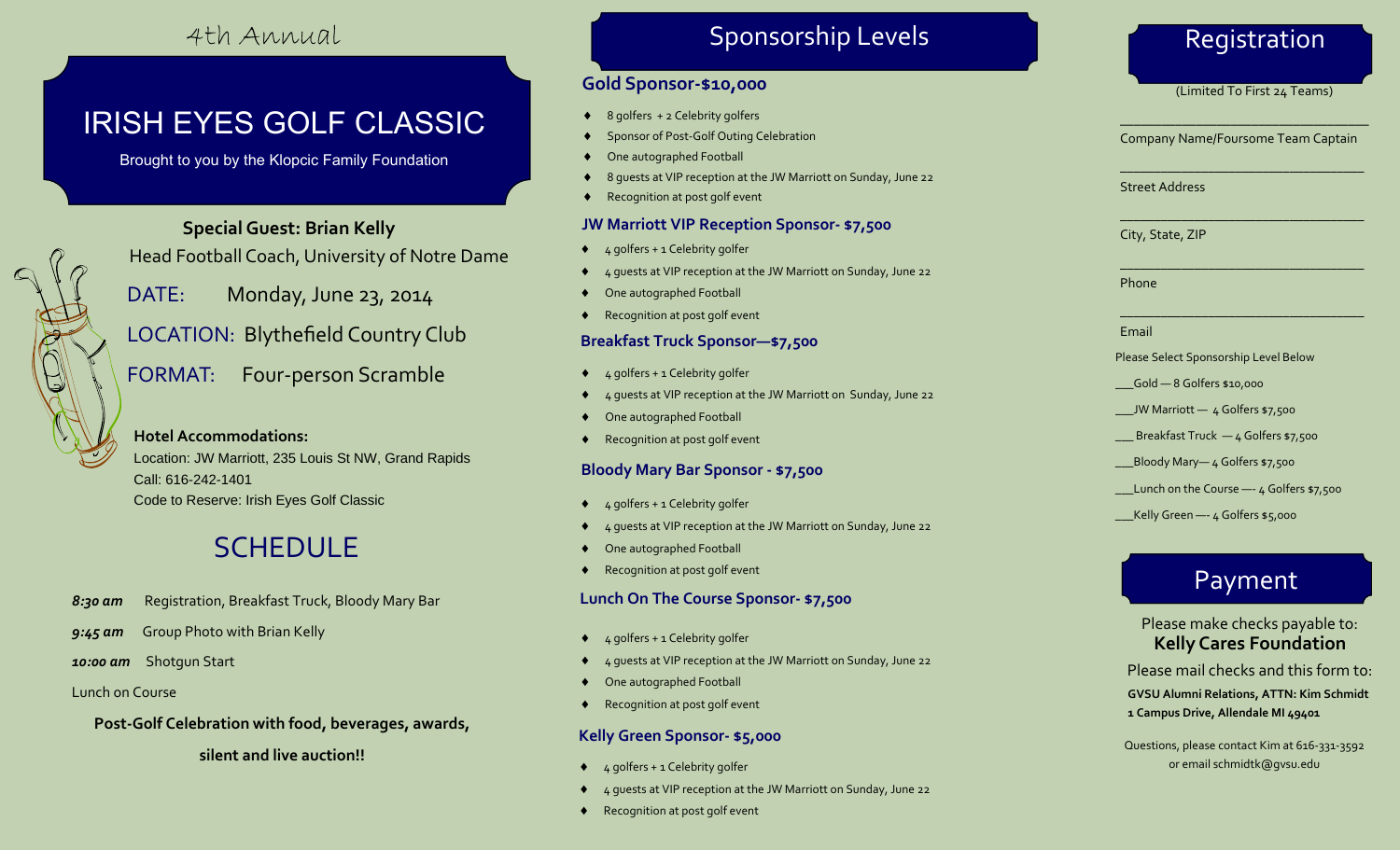4th Annual

# IRISH EYES GOLF CLASSIC

Brought to you by the Klopcic Family Foundation

**Special Guest: Brian Kelly**

Head Football Coach, University of Notre Dame

DATE: Monday, June 23, 2014

LOCATION: Blythefield Country Club

FORMAT: Four-person Scramble

**Hotel Accommodations:**

Location: JW Marriott, 235 Louis St NW, Grand Rapids

Call: 616-242-1401

Code to Reserve: Irish Eyes Golf Classic

## SCHEDULE

***8:30 am*** Registration, Breakfast Truck, Bloody Mary Bar

***9:45 am*** Group Photo with Brian Kelly

***10:00 am*** Shotgun Start

Lunch on Course

**Post-Golf Celebration with food, beverages, awards, silent and live auction!!**

## Sponsorship Levels

### Gold Sponsor-$10,000

- 8 golfers + 2 Celebrity golfers
- Sponsor of Post-Golf Outing Celebration
- One autographed Football
- 8 guests at VIP reception at the JW Marriott on Sunday, June 22
- Recognition at post golf event

### JW Marriott VIP Reception Sponsor- $7,500

- 4 golfers + 1 Celebrity golfer
- 4 guests at VIP reception at the JW Marriott on Sunday, June 22
- One autographed Football
- Recognition at post golf event

### Breakfast Truck Sponsor—$7,500

- 4 golfers + 1 Celebrity golfer
- 4 guests at VIP reception at the JW Marriott on Sunday, June 22
- One autographed Football
- Recognition at post golf event

### Bloody Mary Bar Sponsor - $7,500

- 4 golfers + 1 Celebrity golfer
- 4 guests at VIP reception at the JW Marriott on Sunday, June 22
- One autographed Football
- Recognition at post golf event

### Lunch On The Course Sponsor- $7,500

- 4 golfers + 1 Celebrity golfer
- 4 guests at VIP reception at the JW Marriott on Sunday, June 22
- One autographed Football
- Recognition at post golf event

### Kelly Green Sponsor- $5,000

- 4 golfers + 1 Celebrity golfer
- 4 guests at VIP reception at the JW Marriott on Sunday, June 22
- Recognition at post golf event

## Registration

(Limited To First 24 Teams)

___________________________________

Company Name/Foursome Team Captain

___________________________________

Street Address

___________________________________

City, State, ZIP

___________________________________

Phone

___________________________________

Email

Please Select Sponsorship Level Below

___Gold — 8 Golfers $10,000

___JW Marriott — 4 Golfers $7,500

___ Breakfast Truck — 4 Golfers $7,500

___Bloody Mary— 4 Golfers $7,500

___Lunch on the Course —- 4 Golfers $7,500

___Kelly Green —- 4 Golfers $5,000

## Payment

Please make checks payable to:
**Kelly Cares Foundation**

Please mail checks and this form to:

**GVSU Alumni Relations, ATTN: Kim Schmidt**
**1 Campus Drive, Allendale MI 49401**

Questions, please contact Kim at 616-331-3592 or email schmidtk@gvsu.edu